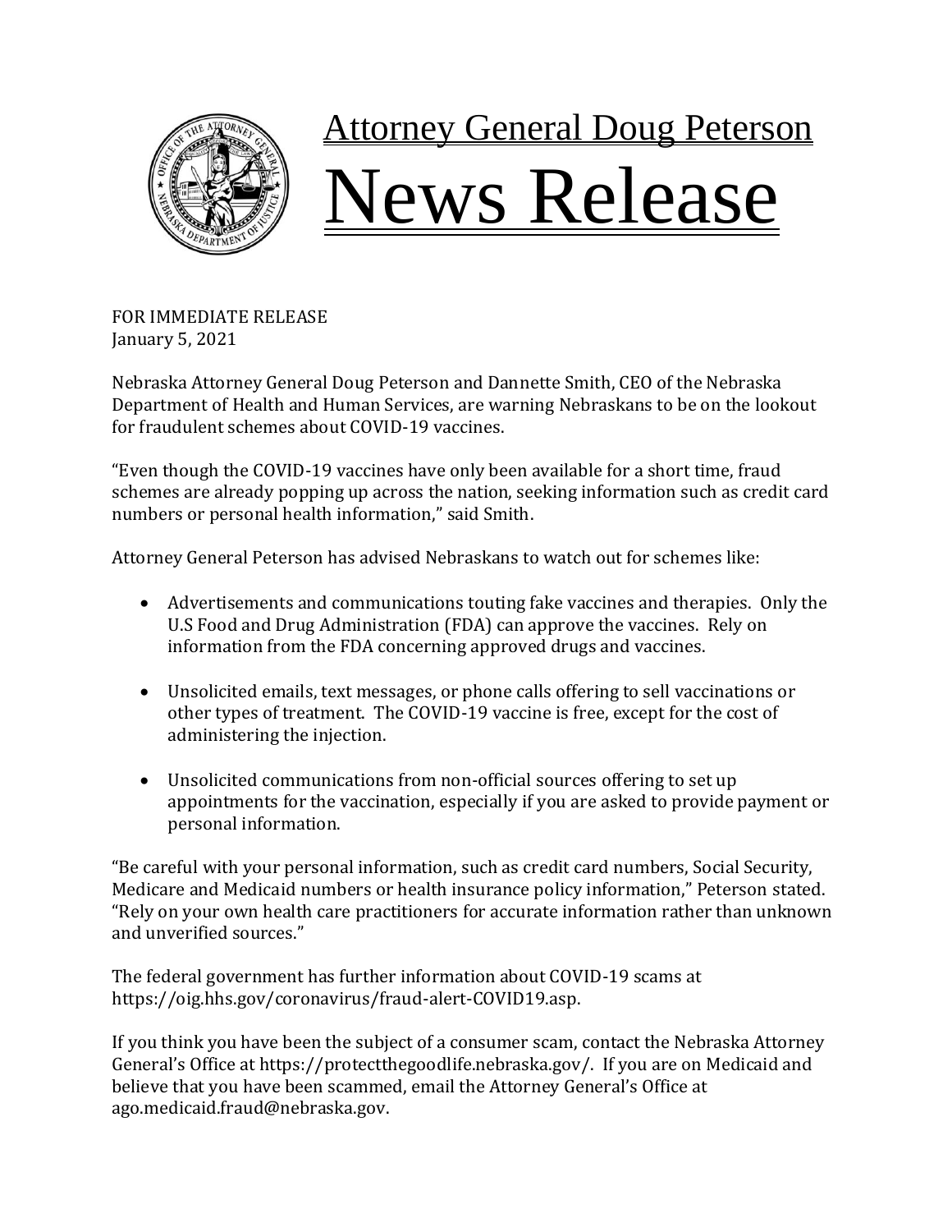# Attorney General Doug Peterson

# News Release

FOR IMMEDIATE RELEASE
January 5, 2021

Nebraska Attorney General Doug Peterson and Dannette Smith, CEO of the Nebraska Department of Health and Human Services, are warning Nebraskans to be on the lookout for fraudulent schemes about COVID-19 vaccines.

"Even though the COVID-19 vaccines have only been available for a short time, fraud schemes are already popping up across the nation, seeking information such as credit card numbers or personal health information," said Smith.

Attorney General Peterson has advised Nebraskans to watch out for schemes like:

- Advertisements and communications touting fake vaccines and therapies. Only the U.S Food and Drug Administration (FDA) can approve the vaccines. Rely on information from the FDA concerning approved drugs and vaccines.
- Unsolicited emails, text messages, or phone calls offering to sell vaccinations or other types of treatment. The COVID-19 vaccine is free, except for the cost of administering the injection.
- Unsolicited communications from non-official sources offering to set up appointments for the vaccination, especially if you are asked to provide payment or personal information.

"Be careful with your personal information, such as credit card numbers, Social Security, Medicare and Medicaid numbers or health insurance policy information," Peterson stated. "Rely on your own health care practitioners for accurate information rather than unknown and unverified sources."

The federal government has further information about COVID-19 scams at https://oig.hhs.gov/coronavirus/fraud-alert-COVID19.asp.

If you think you have been the subject of a consumer scam, contact the Nebraska Attorney General's Office at https://protectthegoodlife.nebraska.gov/. If you are on Medicaid and believe that you have been scammed, email the Attorney General's Office at ago.medicaid.fraud@nebraska.gov.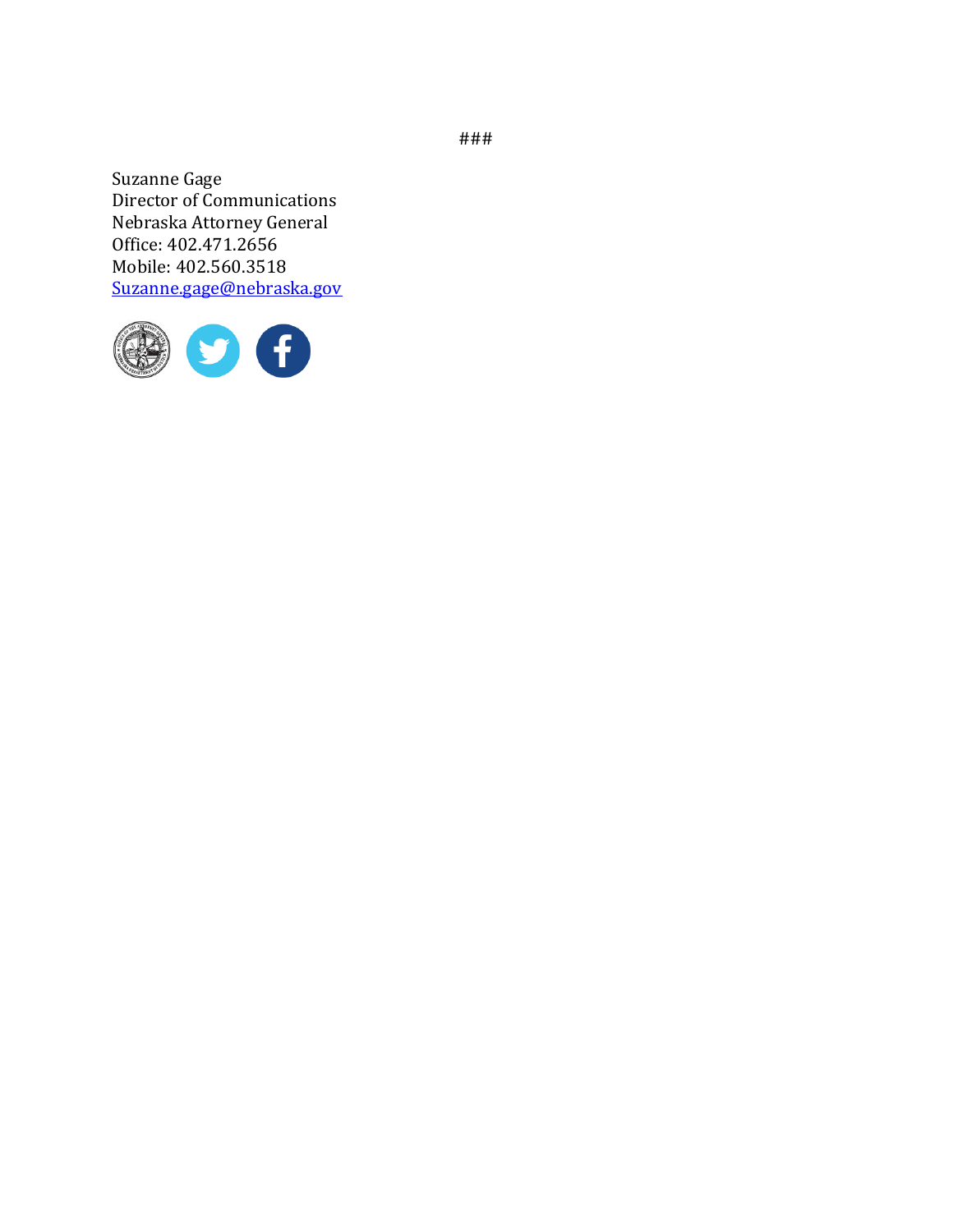###

Suzanne Gage
Director of Communications
Nebraska Attorney General
Office: 402.471.2656
Mobile: 402.560.3518
Suzanne.gage@nebraska.gov